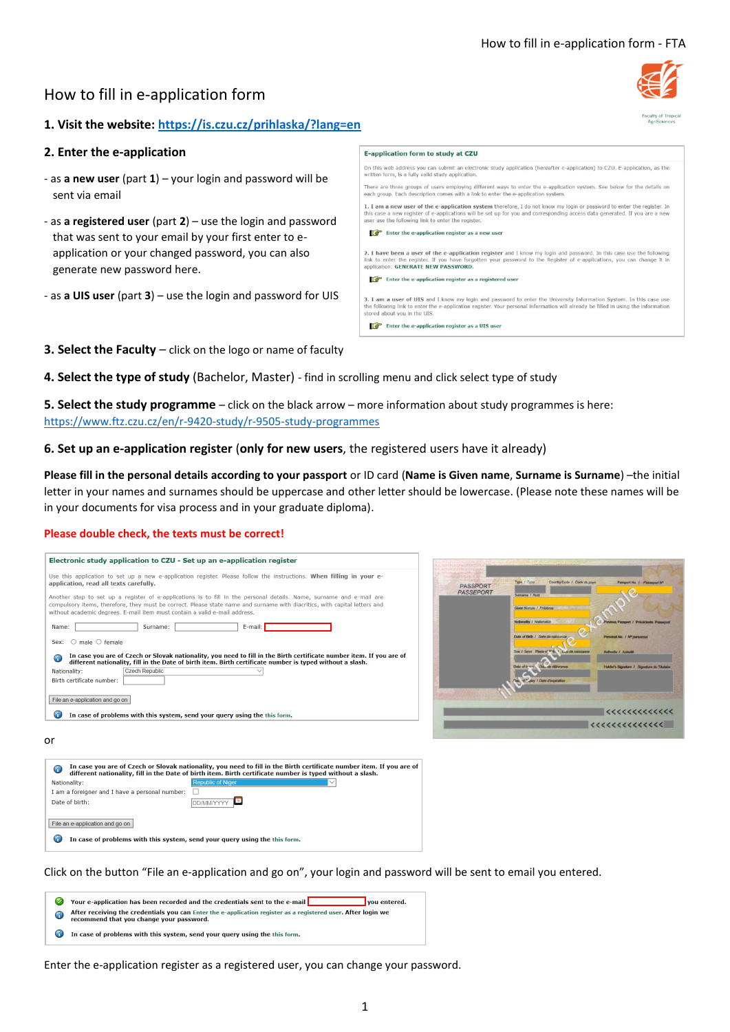# How to fill in e-application form

## 1. Visit the website: [https://is.czu.cz/prihlaska/?lang=en](https://is.czu.cz/prihlaska/?lang=en)

## 2. Enter the e-application

- as **a new user** (part **1**) – your login and password will be sent via email
- as **a registered user** (part **2**) – use the login and password that was sent to your email by your first enter to e-application or your changed password, you can also generate new password here.
- as **a UIS user** (part **3**) – use the login and password for UIS

**E-application form to study at CZU**

On this web address you can submit an electronic study application (hereafter e-application) to CZU. E-application, as the written form, is a fully valid study application.

There are three groups of users employing different ways to enter the e-application system. See below for the details on each group. Each description comes with a link to enter the e-application system.

1. **I am a new user of the e-application system** therefore, I do not know my login or password to enter the register. In this case a new register of e-applications will be set up for you and corresponding access data generated. If you are a new user use the following link to enter the register.

Enter the e-application register as a new user

2. **I have been a user of the e-application register** and I know my login and password. In this case use the following link to enter the register. If you have forgotten your password to the Register of e-applications, you can change it in application: **GENERATE NEW PASSWORD**.

Enter the e-application register as a registered user

3. **I am a user of UIS** and I know my login and password to enter the University Information System. In this case use the following link to enter the e-application register. Your personal information will already be filled in using the information stored about you in the UIS.

Enter the e-application register as a UIS user

## 3. Select the Faculty – click on the logo or name of faculty

## 4. Select the type of study (Bachelor, Master) - find in scrolling menu and click select type of study

## 5. Select the study programme – click on the black arrow – more information about study programmes is here: [https://www.ftz.czu.cz/en/r-9420-study/r-9505-study-programmes](https://www.ftz.czu.cz/en/r-9420-study/r-9505-study-programmes)

## 6. Set up an e-application register (only for new users, the registered users have it already)

**Please fill in the personal details according to your passport** or ID card (**Name is Given name**, **Surname is Surname**) –the initial letter in your names and surnames should be uppercase and other letter should be lowercase. (Please note these names will be in your documents for visa process and in your graduate diploma).

**Please double check, the texts must be correct!**

**Electronic study application to CZU - Set up an e-application register**

Use this application to set up a new e-application register. Please follow the instructions. **When filling in your e-application, read all texts carefully.**

Another step to set up a register of e-applications is to fill in the personal details. Name, surname and e-mail are compulsory items, therefore, they must be correct. Please state name and surname with diacritics, with capital letters and without academic degrees. E-mail item must contain a valid e-mail address.

Name: Surname: E-mail:

Sex: ○ male ○ female

**In case you are of Czech or Slovak nationality, you need to fill in the Birth certificate number item. If you are of different nationality, fill in the Date of birth item. Birth certificate number is typed without a slash.**

Nationality: Czech Republic

Birth certificate number:

File an e-application and go on

**In case of problems with this system, send your query using the this form.**

or

**In case you are of Czech or Slovak nationality, you need to fill in the Birth certificate number item. If you are of different nationality, fill in the Date of birth item. Birth certificate number is typed without a slash.**

Nationality: Republic of Niger

I am a foreigner and I have a personal number:

Date of birth: DD/MM/YYYY

File an e-application and go on

**In case of problems with this system, send your query using the this form.**

Click on the button "File an e-application and go on", your login and password will be sent to email you entered.

**Your e-application has been recorded and the credentials sent to the e-mail you entered.**

**After receiving the credentials you can Enter the e-application register as a registered user. After login we recommend that you change your password.**

**In case of problems with this system, send your query using the this form.**

Enter the e-application register as a registered user, you can change your password.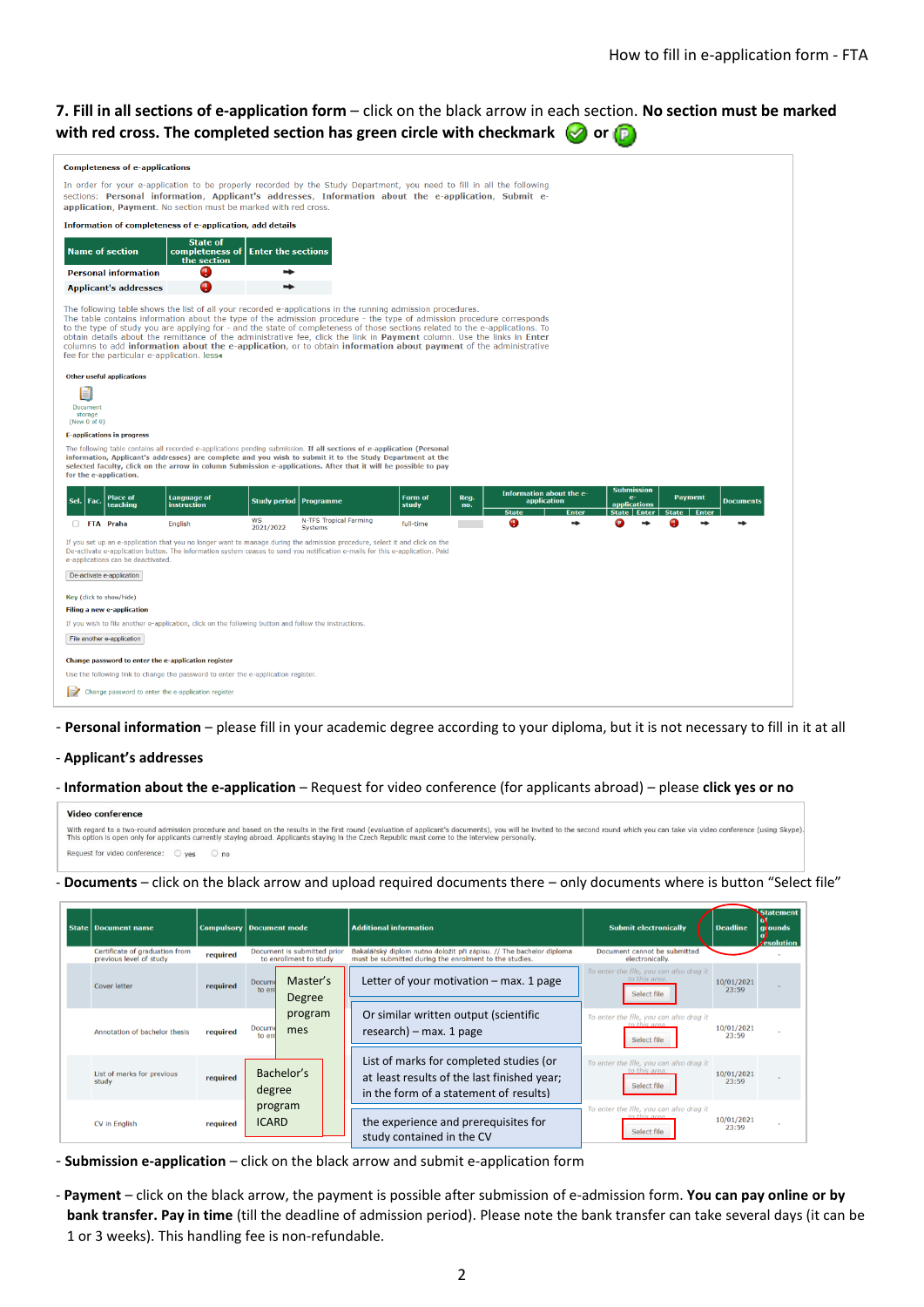**7. Fill in all sections of e-application form** – click on the black arrow in each section. **No section must be marked with red cross. The completed section has green circle with checkmark** ✓ **or** P

**Completeness of e-applications**

In order for your e-application to be properly recorded by the Study Department, you need to fill in all the following sections: **Personal information**, **Applicant's addresses**, **Information about the e-application**, **Submit e-application**, **Payment**. No section must be marked with red cross.

**Information of completeness of e-application, add details**

| Name of section | State of completeness of the section | Enter the sections |
|---|---|---|
| Personal information | ! | ➡ |
| Applicant's addresses | ! | ➡ |

The following table shows the list of all your recorded e-applications in the running admission procedures. The table contains information about the type of the admission procedure - the type of admission procedure corresponds to the type of study you are applying for - and the state of completeness of those sections related to the e-applications. To obtain details about the remittance of the administrative fee, click the link in **Payment** column. Use the links in **Enter** columns to add **information about the e-application**, or to obtain **information about payment** of the administrative fee for the particular e-application. less◂

**Other useful applications**

Document storage (New 0 of 0)

**E-applications in progress**

The following table contains all recorded e-applications pending submission. **If all sections of e-application (Personal information, Applicant's addresses) are complete and you wish to submit it to the Study Department at the selected faculty, click on the arrow in column Submission e-applications. After that it will be possible to pay for the e-application.**

| Sel. | Fac. | Place of teaching | Language of instruction | Study period | Programme | Form of study | Reg. no. | Information about the e-application | | Submission e-applications | | Payment | | Documents |
|---|---|---|---|---|---|---|---|---|---|---|---|---|---|---|
| | | | | | | | | State | Enter | State | Enter | State | Enter | |
| ○ | FTA | Praha | English | WS 2021/2022 | N-TFS Tropical Farming Systems | full-time | | ! | ➡ | ! | ➡ | ! | ➡ | ➡ |

If you set up an e-application that you no longer want to manage during the admission procedure, select it and click on the De-activate e-application button. The information system ceases to send you notification e-mails for this e-application. Paid e-applications can be deactivated.

De-activate e-application

Key (click to show/hide)

**Filing a new e-application**

If you wish to file another e-application, click on the following button and follow the instructions.

File another e-application

**Change password to enter the e-application register**

Use the following link to change the password to enter the e-application register.

Change password to enter the e-application register

- **Personal information** – please fill in your academic degree according to your diploma, but it is not necessary to fill in it at all
- **Applicant's addresses**
- **Information about the e-application** – Request for video conference (for applicants abroad) – please **click yes or no**

**Video conference**

With regard to a two-round admission procedure and based on the results in the first round (evaluation of applicant's documents), you will be invited to the second round which you can take via video conference (using Skype). This option is open only for applicants currently staying abroad. Applicants staying in the Czech Republic must come to the interview personally.

Request for video conference: ○ yes ○ no

- **Documents** – click on the black arrow and upload required documents there – only documents where is button "Select file"

| State | Document name | Compulsory | Document mode | Additional information | Submit electronically | Deadline | Statement of grounds of resolution |
|---|---|---|---|---|---|---|---|
| | Certificate of graduation from previous level of study | required | Document is submitted prior to enrollment to study | Bakalářský diplom nutno doložit při zápisu. // The bachelor diploma must be submitted during the enrolment to the studies. | Document cannot be submitted electronically. | | - |
| | Cover letter | required | Docum... to en... | Letter of your motivation – max. 1 page | To enter the file, you can also drag it to this area. Select file | 10/01/2021 23:59 | - |
| | Annotation of bachelor thesis | required | Docum... to en... | Or similar written output (scientific research) – max. 1 page | To enter the file, you can also drag it to this area. Select file | 10/01/2021 23:59 | - |
| | List of marks for previous study | required | | List of marks for completed studies (or at least results of the last finished year; in the form of a statement of results) | To enter the file, you can also drag it to this area. Select file | 10/01/2021 23:59 | - |
| | CV in English | required | | the experience and prerequisites for study contained in the CV | To enter the file, you can also drag it to this area. Select file | 10/01/2021 23:59 | - |

Master's Degree programmes

Bachelor's degree program ICARD

- **Submission e-application** – click on the black arrow and submit e-application form
- **Payment** – click on the black arrow, the payment is possible after submission of e-admission form. **You can pay online or by bank transfer. Pay in time** (till the deadline of admission period). Please note the bank transfer can take several days (it can be 1 or 3 weeks). This handling fee is non-refundable.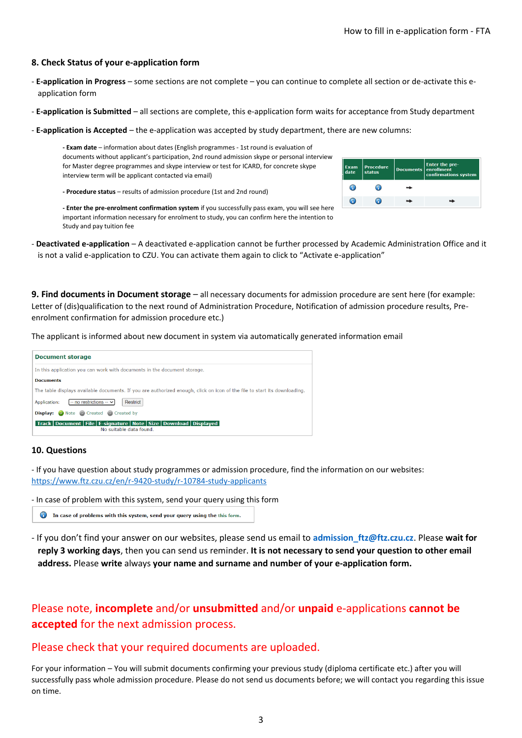## 8. Check Status of your e-application form

- **E-application in Progress** – some sections are not complete – you can continue to complete all section or de-activate this e-application form
- **E-application is Submitted** – all sections are complete, this e-application form waits for acceptance from Study department
- **E-application is Accepted** – the e-application was accepted by study department, there are new columns:

  - **Exam date** – information about dates (English programmes - 1st round is evaluation of documents without applicant's participation, 2nd round admission skype or personal interview for Master degree programmes and skype interview or test for ICARD, for concrete skype interview term will be applicant contacted via email)
  - **Procedure status** – results of admission procedure (1st and 2nd round)
  - **Enter the pre-enrolment confirmation system** if you successfully pass exam, you will see here important information necessary for enrolment to study, you can confirm here the intention to Study and pay tuition fee

| Exam date | Procedure status | Documents | Enter the pre-enrollment confirmations system |
|---|---|---|---|
| ⓘ | ⓘ | → | |
| ⓘ | ⓘ | → | → |

- **Deactivated e-application** – A deactivated e-application cannot be further processed by Academic Administration Office and it is not a valid e-application to CZU. You can activate them again to click to "Activate e-application"

**9. Find documents in Document storage** – all necessary documents for admission procedure are sent here (for example: Letter of (dis)qualification to the next round of Administration Procedure, Notification of admission procedure results, Pre-enrolment confirmation for admission procedure etc.)

The applicant is informed about new document in system via automatically generated information email

**Document storage**

In this application you can work with documents in the document storage.

**Documents**

The table displays available documents. If you are authorized enough, click on icon of the file to start its downloading.

Application: -- no restrictions -- Restrict

**Display:** Note Created Created by

| Track | Document | File | E-signature | Note | Size | Download | Displayed |
|---|---|---|---|---|---|---|---|
| No suitable data found. | | | | | | | |

## 10. Questions

- If you have question about study programmes or admission procedure, find the information on our websites: https://www.ftz.czu.cz/en/r-9420-study/r-10784-study-applicants
- In case of problem with this system, send your query using this form

ⓘ In case of problems with this system, send your query using the this form.

- If you don't find your answer on our websites, please send us email to **admission_ftz@ftz.czu.cz**. Please **wait for reply 3 working days**, then you can send us reminder. **It is not necessary to send your question to other email address.** Please **write** always **your name and surname and number of your e-application form.**

Please note, **incomplete** and/or **unsubmitted** and/or **unpaid** e-applications **cannot be accepted** for the next admission process.

Please check that your required documents are uploaded.

For your information – You will submit documents confirming your previous study (diploma certificate etc.) after you will successfully pass whole admission procedure. Please do not send us documents before; we will contact you regarding this issue on time.